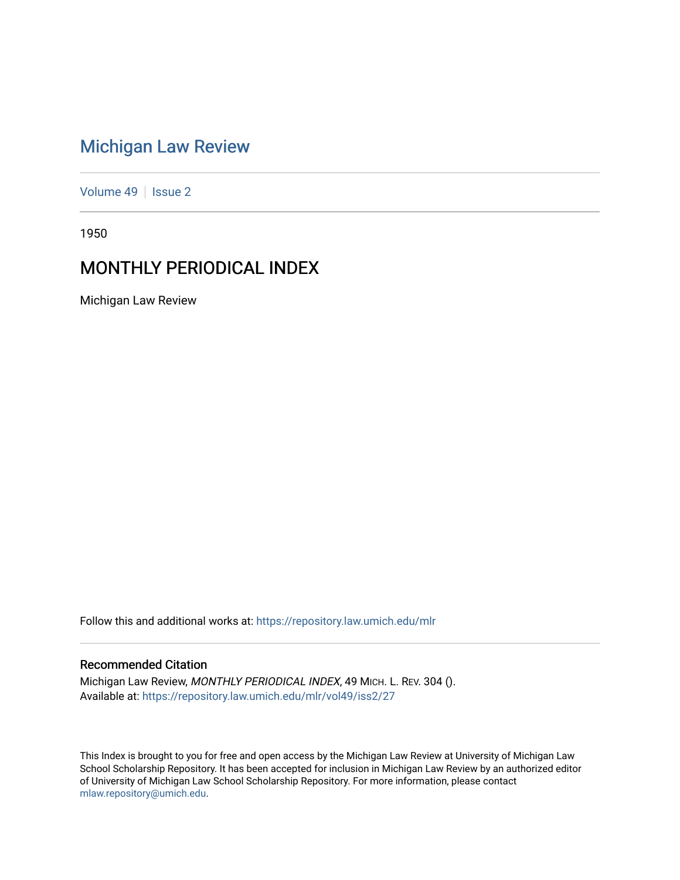# Michigan Law Review

Volume 49 | Issue 2

1950

## MONTHLY PERIODICAL INDEX

Michigan Law Review

Follow this and additional works at: https://repository.law.umich.edu/mlr

### Recommended Citation

Michigan Law Review, *MONTHLY PERIODICAL INDEX*, 49 MICH. L. REV. 304 ().
Available at: https://repository.law.umich.edu/mlr/vol49/iss2/27

This Index is brought to you for free and open access by the Michigan Law Review at University of Michigan Law School Scholarship Repository. It has been accepted for inclusion in Michigan Law Review by an authorized editor of University of Michigan Law School Scholarship Repository. For more information, please contact mlaw.repository@umich.edu.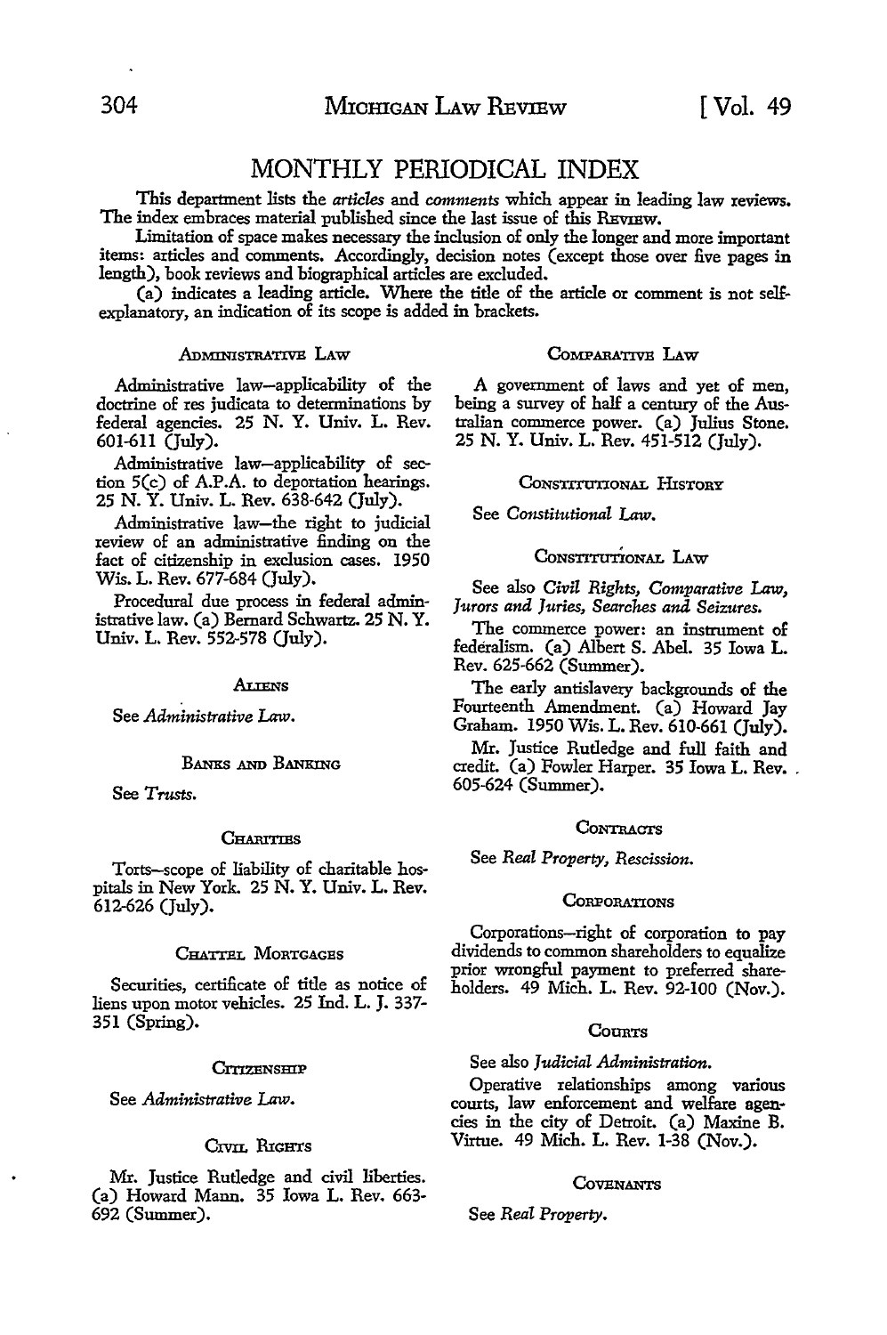# MONTHLY PERIODICAL INDEX

This department lists the *articles* and *comments* which appear in leading law reviews. The index embraces material published since the last issue of this REVIEW.

Limitation of space makes necessary the inclusion of only the longer and more important items: articles and comments. Accordingly, decision notes (except those over five pages in length), book reviews and biographical articles are excluded.

(a) indicates a leading article. Where the title of the article or comment is not self-explanatory, an indication of its scope is added in brackets.

### ADMINISTRATIVE LAW

Administrative law—applicability of the doctrine of res judicata to determinations by federal agencies. 25 N. Y. Univ. L. Rev. 601-611 (July).

Administrative law—applicability of section 5(c) of A.P.A. to deportation hearings. 25 N. Y. Univ. L. Rev. 638-642 (July).

Administrative law—the right to judicial review of an administrative finding on the fact of citizenship in exclusion cases. 1950 Wis. L. Rev. 677-684 (July).

Procedural due process in federal administrative law. (a) Bernard Schwartz. 25 N. Y. Univ. L. Rev. 552-578 (July).

### ALIENS

See *Administrative Law.*

### BANKS AND BANKING

See *Trusts.*

### CHARITIES

Torts—scope of liability of charitable hospitals in New York. 25 N. Y. Univ. L. Rev. 612-626 (July).

### CHATTEL MORTGAGES

Securities, certificate of title as notice of liens upon motor vehicles. 25 Ind. L. J. 337-351 (Spring).

### CITIZENSHIP

See *Administrative Law.*

### CIVIL RIGHTS

Mr. Justice Rutledge and civil liberties. (a) Howard Mann. 35 Iowa L. Rev. 663-692 (Summer).

### COMPARATIVE LAW

A government of laws and yet of men, being a survey of half a century of the Australian commerce power. (a) Julius Stone. 25 N. Y. Univ. L. Rev. 451-512 (July).

### CONSTITUTIONAL HISTORY

See *Constitutional Law.*

### CONSTITUTIONAL LAW

See also *Civil Rights, Comparative Law, Jurors and Juries, Searches and Seizures.*

The commerce power: an instrument of federalism. (a) Albert S. Abel. 35 Iowa L. Rev. 625-662 (Summer).

The early antislavery backgrounds of the Fourteenth Amendment. (a) Howard Jay Graham. 1950 Wis. L. Rev. 610-661 (July).

Mr. Justice Rutledge and full faith and credit. (a) Fowler Harper. 35 Iowa L. Rev. 605-624 (Summer).

### CONTRACTS

See *Real Property, Rescission.*

### CORPORATIONS

Corporations—right of corporation to pay dividends to common shareholders to equalize prior wrongful payment to preferred shareholders. 49 Mich. L. Rev. 92-100 (Nov.).

### COURTS

See also *Judicial Administration.*

Operative relationships among various courts, law enforcement and welfare agencies in the city of Detroit. (a) Maxine B. Virtue. 49 Mich. L. Rev. 1-38 (Nov.).

### COVENANTS

See *Real Property.*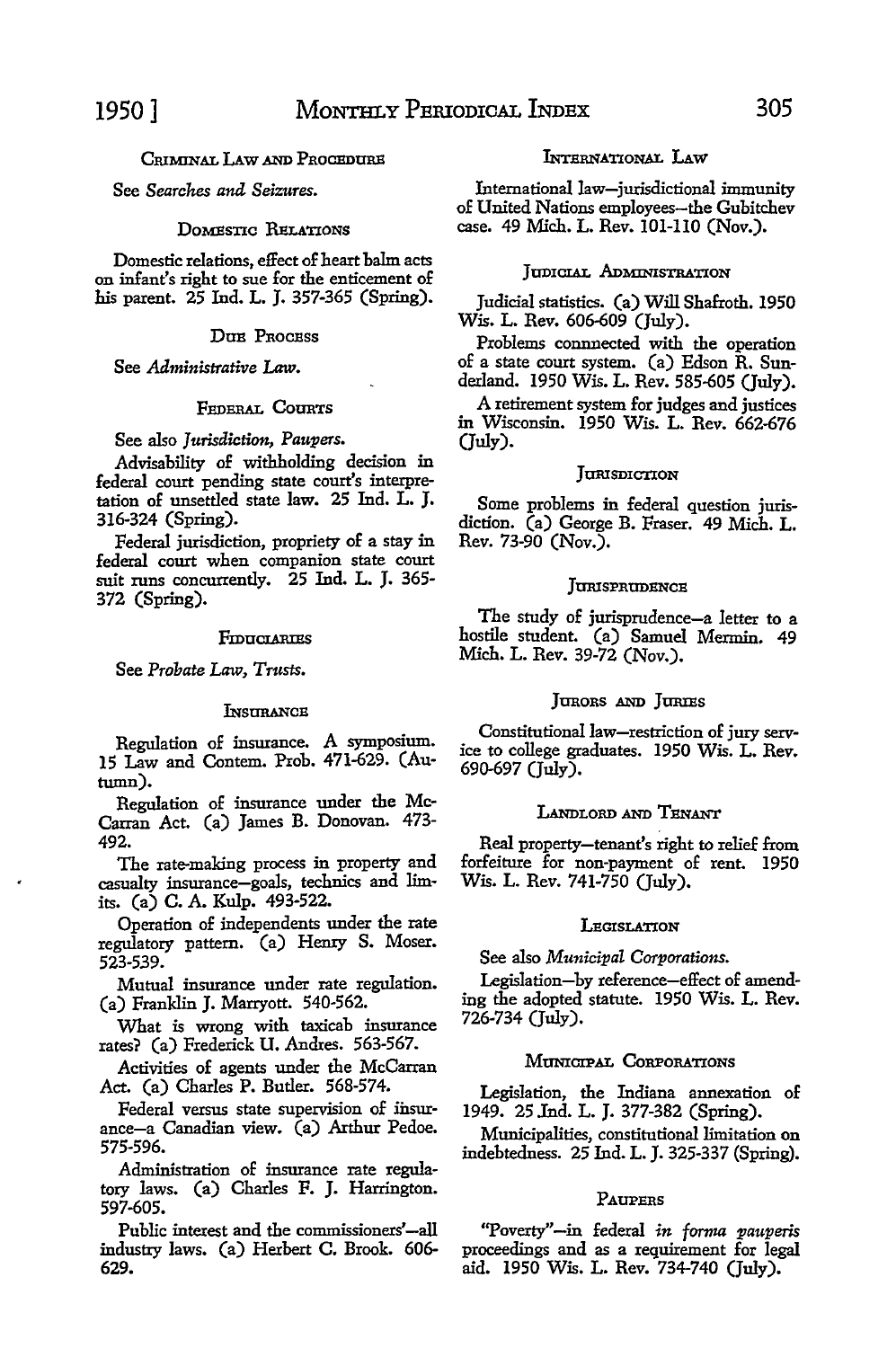### Criminal Law and Procedure

See *Searches and Seizures.*

### Domestic Relations

Domestic relations, effect of heart balm acts on infant's right to sue for the enticement of his parent. 25 Ind. L. J. 357-365 (Spring).

### Due Process

See *Administrative Law.*

### Federal Courts

See also *Jurisdiction, Paupers.*

Advisability of withholding decision in federal court pending state court's interpretation of unsettled state law. 25 Ind. L. J. 316-324 (Spring).

Federal jurisdiction, propriety of a stay in federal court when companion state court suit runs concurrently. 25 Ind. L. J. 365-372 (Spring).

### Fiduciaries

See *Probate Law, Trusts.*

### Insurance

Regulation of insurance. A symposium. 15 Law and Contem. Prob. 471-629. (Autumn).

Regulation of insurance under the McCarran Act. (a) James B. Donovan. 473-492.

The rate-making process in property and casualty insurance—goals, technics and limits. (a) C. A. Kulp. 493-522.

Operation of independents under the rate regulatory pattern. (a) Henry S. Moser. 523-539.

Mutual insurance under rate regulation. (a) Franklin J. Marryott. 540-562.

What is wrong with taxicab insurance rates? (a) Frederick U. Andres. 563-567.

Activities of agents under the McCarran Act. (a) Charles P. Butler. 568-574.

Federal versus state supervision of insurance—a Canadian view. (a) Arthur Pedoe. 575-596.

Administration of insurance rate regulatory laws. (a) Charles F. J. Harrington. 597-605.

Public interest and the commissioners'—all industry laws. (a) Herbert C. Brook. 606-629.

### International Law

International law—jurisdictional immunity of United Nations employees—the Gubitchev case. 49 Mich. L. Rev. 101-110 (Nov.).

### Judicial Administration

Judicial statistics. (a) Will Shafroth. 1950 Wis. L. Rev. 606-609 (July).

Problems connected with the operation of a state court system. (a) Edson R. Sunderland. 1950 Wis. L. Rev. 585-605 (July).

A retirement system for judges and justices in Wisconsin. 1950 Wis. L. Rev. 662-676 (July).

### Jurisdiction

Some problems in federal question jurisdiction. (a) George B. Fraser. 49 Mich. L. Rev. 73-90 (Nov.).

### Jurisprudence

The study of jurisprudence—a letter to a hostile student. (a) Samuel Mermin. 49 Mich. L. Rev. 39-72 (Nov.).

### Jurors and Juries

Constitutional law—restriction of jury service to college graduates. 1950 Wis. L. Rev. 690-697 (July).

### Landlord and Tenant

Real property—tenant's right to relief from forfeiture for non-payment of rent. 1950 Wis. L. Rev. 741-750 (July).

### Legislation

See also *Municipal Corporations.*

Legislation—by reference—effect of amending the adopted statute. 1950 Wis. L. Rev. 726-734 (July).

### Municipal Corporations

Legislation, the Indiana annexation of 1949. 25 Ind. L. J. 377-382 (Spring).

Municipalities, constitutional limitation on indebtedness. 25 Ind. L. J. 325-337 (Spring).

### Paupers

"Poverty"—in federal *in forma pauperis* proceedings and as a requirement for legal aid. 1950 Wis. L. Rev. 734-740 (July).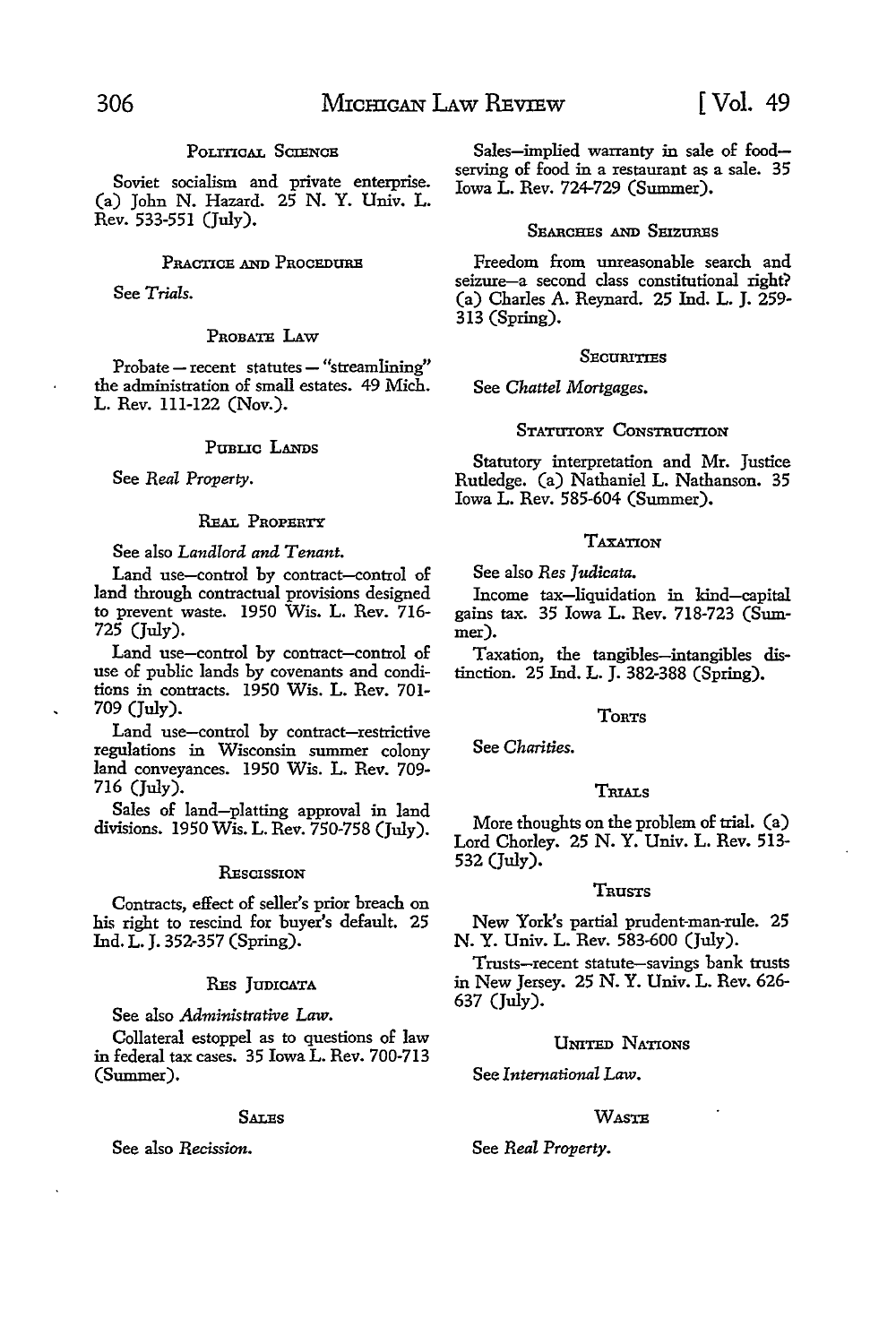### Political Science

Soviet socialism and private enterprise. (a) John N. Hazard. 25 N. Y. Univ. L. Rev. 533-551 (July).

### Practice and Procedure

See *Trials.*

### Probate Law

Probate — recent statutes — "streamlining" the administration of small estates. 49 Mich. L. Rev. 111-122 (Nov.).

### Public Lands

See *Real Property.*

### Real Property

See also *Landlord and Tenant.*

Land use—control by contract—control of land through contractual provisions designed to prevent waste. 1950 Wis. L. Rev. 716-725 (July).

Land use—control by contract—control of use of public lands by covenants and conditions in contracts. 1950 Wis. L. Rev. 701-709 (July).

Land use—control by contract—restrictive regulations in Wisconsin summer colony land conveyances. 1950 Wis. L. Rev. 709-716 (July).

Sales of land—platting approval in land divisions. 1950 Wis. L. Rev. 750-758 (July).

### Rescission

Contracts, effect of seller's prior breach on his right to rescind for buyer's default. 25 Ind. L. J. 352-357 (Spring).

### Res Judicata

See also *Administrative Law.*

Collateral estoppel as to questions of law in federal tax cases. 35 Iowa L. Rev. 700-713 (Summer).

### Sales

See also *Recission.*

Sales—implied warranty in sale of food—serving of food in a restaurant as a sale. 35 Iowa L. Rev. 724-729 (Summer).

### Searches and Seizures

Freedom from unreasonable search and seizure—a second class constitutional right? (a) Charles A. Reynard. 25 Ind. L. J. 259-313 (Spring).

### Securities

See *Chattel Mortgages.*

### Statutory Construction

Statutory interpretation and Mr. Justice Rutledge. (a) Nathaniel L. Nathanson. 35 Iowa L. Rev. 585-604 (Summer).

### Taxation

See also *Res Judicata.*

Income tax—liquidation in kind—capital gains tax. 35 Iowa L. Rev. 718-723 (Summer).

Taxation, the tangibles—intangibles distinction. 25 Ind. L. J. 382-388 (Spring).

### Torts

See *Charities.*

### Trials

More thoughts on the problem of trial. (a) Lord Chorley. 25 N. Y. Univ. L. Rev. 513-532 (July).

### Trusts

New York's partial prudent-man-rule. 25 N. Y. Univ. L. Rev. 583-600 (July).

Trusts—recent statute—savings bank trusts in New Jersey. 25 N. Y. Univ. L. Rev. 626-637 (July).

### United Nations

See *International Law.*

### Waste

See *Real Property.*